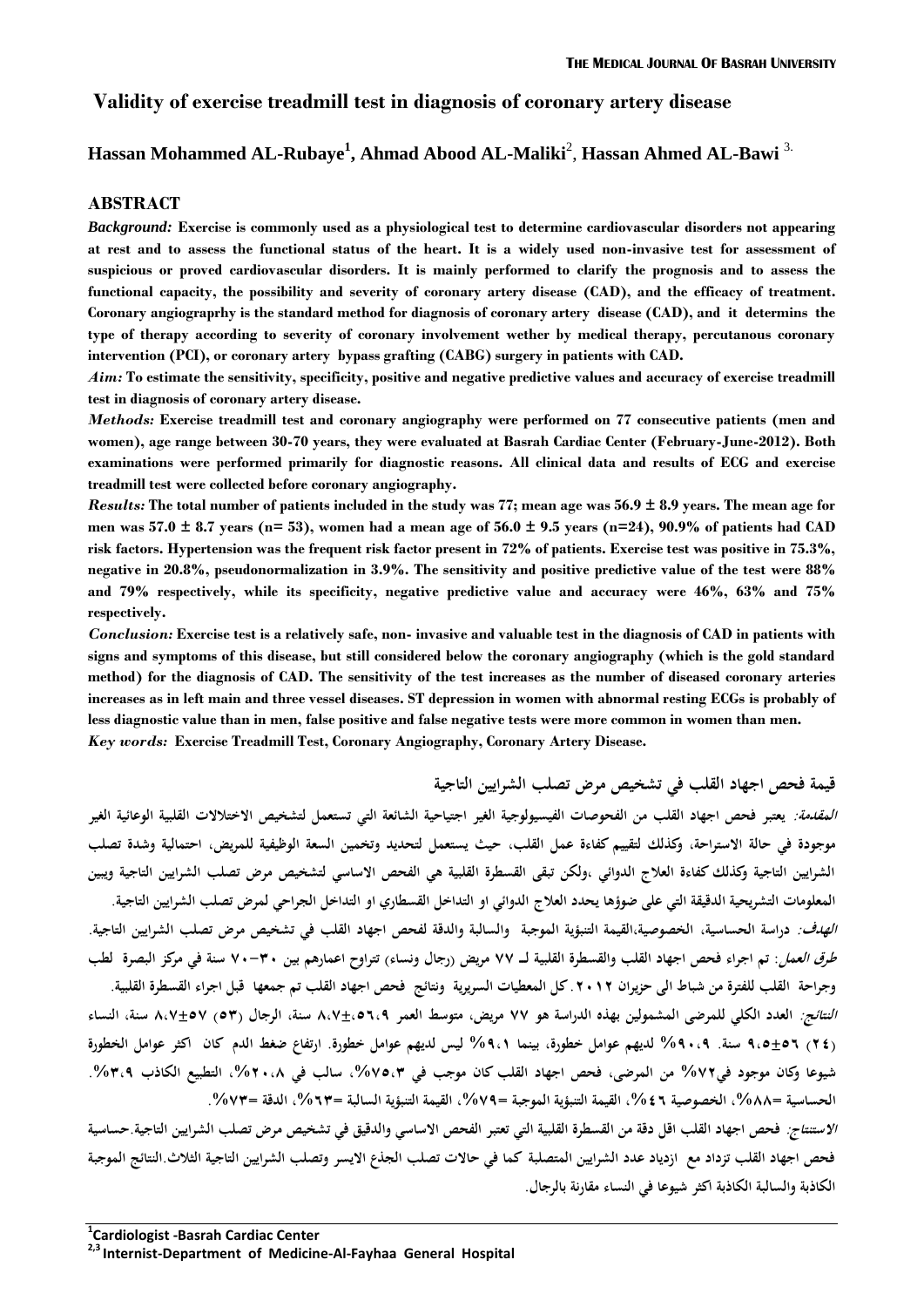# Validity of exercise treadmill test in diagnosis of coronary artery disease

**Hassan Mohammed AL-Rubaye[1], Ahmad Abood AL-Maliki[2], Hassan Ahmed AL-Bawi[3].**

## ABSTRACT

***Background:*** **Exercise is commonly used as a physiological test to determine cardiovascular disorders not appearing at rest and to assess the functional status of the heart. It is a widely used non-invasive test for assessment of suspicious or proved cardiovascular disorders. It is mainly performed to clarify the prognosis and to assess the functional capacity, the possibility and severity of coronary artery disease (CAD), and the efficacy of treatment. Coronary angiograprhy is the standard method for diagnosis of coronary artery disease (CAD), and it determins the type of therapy according to severity of coronary involvement wether by medical therapy, percutanous coronary intervention (PCI), or coronary artery bypass grafting (CABG) surgery in patients with CAD.**

***Aim:*** **To estimate the sensitivity, specificity, positive and negative predictive values and accuracy of exercise treadmill test in diagnosis of coronary artery disease.**

***Methods:*** **Exercise treadmill test and coronary angiography were performed on 77 consecutive patients (men and women), age range between 30-70 years, they were evaluated at Basrah Cardiac Center (February-June-2012). Both examinations were performed primarily for diagnostic reasons. All clinical data and results of ECG and exercise treadmill test were collected before coronary angiography.**

***Results:*** **The total number of patients included in the study was 77; mean age was 56.9 ± 8.9 years. The mean age for men was 57.0 ± 8.7 years (n= 53), women had a mean age of 56.0 ± 9.5 years (n=24), 90.9% of patients had CAD risk factors. Hypertension was the frequent risk factor present in 72% of patients. Exercise test was positive in 75.3%, negative in 20.8%, pseudonormalization in 3.9%. The sensitivity and positive predictive value of the test were 88% and 79% respectively, while its specificity, negative predictive value and accuracy were 46%, 63% and 75% respectively.**

***Conclusion:*** **Exercise test is a relatively safe, non- invasive and valuable test in the diagnosis of CAD in patients with signs and symptoms of this disease, but still considered below the coronary angiography (which is the gold standard method) for the diagnosis of CAD. The sensitivity of the test increases as the number of diseased coronary arteries increases as in left main and three vessel diseases. ST depression in women with abnormal resting ECGs is probably of less diagnostic value than in men, false positive and false negative tests were more common in women than men.**

***Key words:*** **Exercise Treadmill Test, Coronary Angiography, Coronary Artery Disease.**

## قيمة فحص اجهاد القلب في تشخيص مرض تصلب الشرايين التاجية

***المقدمة:*** **يعتبر فحص اجهاد القلب من الفحوصات الفيسيولوجية الغير اجتياحية الشائعة التي تستعمل لتشخيص الاختلالات القلبية الوعائية الغير موجودة في حالة الاستراحة، وكذلك لتقييم كفاءة عمل القلب، حيث يستعمل لتحديد وتخمين السعة الوظيفية للمريض، احتمالية وشدة تصلب الشرايين التاجية وكذلك كفاءة العلاج الدوائي ،ولكن تبقى القسطرة القلبية هي الفحص الاساسي لتشخيص مرض تصلب الشرايين التاجية ويبين المعلومات التشريحية الدقيقة التي على ضوؤها يحدد العلاج الدوائي او التداخل القسطاري او التداخل الجراحي لمرض تصلب الشرايين التاجية.**

***الهدف:*** **دراسة الحساسية، الخصوصية،القيمة التنبؤية الموجبة والسالبة والدقة لفحص اجهاد القلب في تشخيص مرض تصلب الشرايين التاجية.**

***طرق العمل:*** **تم اجراء فحص اجهاد القلب والقسطرة القلبية لـ ٧٧ مريض (رجال ونساء) تتراوح اعمارهم بين ٣٠-٧٠ سنة في مركز البصرة لطب وجراحة القلب للفترة من شباط الى حزيران ٢٠١٢. كل المعطيات السريرية ونتائج فحص اجهاد القلب تم جمعها قبل اجراء القسطرة القلبية.**

***النتائج:*** **العدد الكلي للمرضى المشمولين بهذه الدراسة هو ٧٧ مريض، متوسط العمر ٥٦،٩±٨،٧ سنة، الرجال (٥٣) ٥٧±٨،٧ سنة، النساء (٢٤) ٥٦±٩،٥ سنة. ٩٠،٩% لديهم عوامل خطورة، بينما ٩،١% ليس لديهم عوامل خطورة. ارتفاع ضغط الدم كان اكثر عوامل الخطورة شيوعا وكان موجود في٧٢% من المرضى، فحص اجهاد القلب كان موجب في ٧٥،٣%، سالب في ٢٠،٨%، التطبيع الكاذب ٣،٩%. الحساسية =٨٨%، الخصوصية ٤٦%، القيمة التنبؤية الموجبة =٧٩%، القيمة التنبؤية السالبة =٦٣%، الدقة =٧٣%.**

***الاستنتاج:*** **فحص اجهاد القلب اقل دقة من القسطرة القلبية التي تعتبر الفحص الاساسي والدقيق في تشخيص مرض تصلب الشرايين التاجية.حساسية فحص اجهاد القلب تزداد مع ازدياد عدد الشرايين المتصلبة كما في حالات تصلب الجذع الايسر وتصلب الشرايين التاجية الثلاث.النتائج الموجبة الكاذبة والسالبة الكاذبة اكثر شيوعا في النساء مقارنة بالرجال.**

---

[1]Cardiologist -Basrah Cardiac Center

[2,3]Internist-Department of Medicine-Al-Fayhaa General Hospital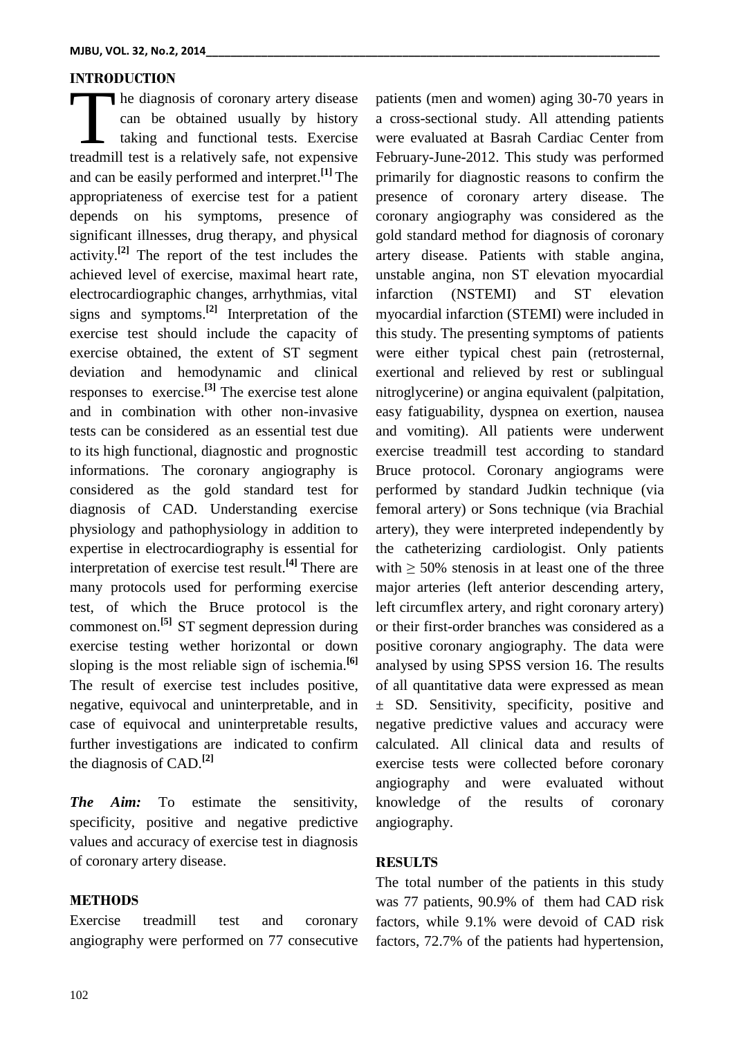## INTRODUCTION

The diagnosis of coronary artery disease can be obtained usually by history taking and functional tests. Exercise treadmill test is a relatively safe, not expensive and can be easily performed and interpret.[1] The appropriateness of exercise test for a patient depends on his symptoms, presence of significant illnesses, drug therapy, and physical activity.[2] The report of the test includes the achieved level of exercise, maximal heart rate, electrocardiographic changes, arrhythmias, vital signs and symptoms.[2] Interpretation of the exercise test should include the capacity of exercise obtained, the extent of ST segment deviation and hemodynamic and clinical responses to exercise.[3] The exercise test alone and in combination with other non-invasive tests can be considered as an essential test due to its high functional, diagnostic and prognostic informations. The coronary angiography is considered as the gold standard test for diagnosis of CAD. Understanding exercise physiology and pathophysiology in addition to expertise in electrocardiography is essential for interpretation of exercise test result.[4] There are many protocols used for performing exercise test, of which the Bruce protocol is the commonest on.[5] ST segment depression during exercise testing wether horizontal or down sloping is the most reliable sign of ischemia.[6] The result of exercise test includes positive, negative, equivocal and uninterpretable, and in case of equivocal and uninterpretable results, further investigations are indicated to confirm the diagnosis of CAD.[2]

***The Aim:*** To estimate the sensitivity, specificity, positive and negative predictive values and accuracy of exercise test in diagnosis of coronary artery disease.

## METHODS

Exercise treadmill test and coronary angiography were performed on 77 consecutive patients (men and women) aging 30-70 years in a cross-sectional study. All attending patients were evaluated at Basrah Cardiac Center from February-June-2012. This study was performed primarily for diagnostic reasons to confirm the presence of coronary artery disease. The coronary angiography was considered as the gold standard method for diagnosis of coronary artery disease. Patients with stable angina, unstable angina, non ST elevation myocardial infarction (NSTEMI) and ST elevation myocardial infarction (STEMI) were included in this study. The presenting symptoms of patients were either typical chest pain (retrosternal, exertional and relieved by rest or sublingual nitroglycerine) or angina equivalent (palpitation, easy fatiguability, dyspnea on exertion, nausea and vomiting). All patients were underwent exercise treadmill test according to standard Bruce protocol. Coronary angiograms were performed by standard Judkin technique (via femoral artery) or Sons technique (via Brachial artery), they were interpreted independently by the catheterizing cardiologist. Only patients with ≥ 50% stenosis in at least one of the three major arteries (left anterior descending artery, left circumflex artery, and right coronary artery) or their first-order branches was considered as a positive coronary angiography. The data were analysed by using SPSS version 16. The results of all quantitative data were expressed as mean ± SD. Sensitivity, specificity, positive and negative predictive values and accuracy were calculated. All clinical data and results of exercise tests were collected before coronary angiography and were evaluated without knowledge of the results of coronary angiography.

## RESULTS

The total number of the patients in this study was 77 patients, 90.9% of them had CAD risk factors, while 9.1% were devoid of CAD risk factors, 72.7% of the patients had hypertension,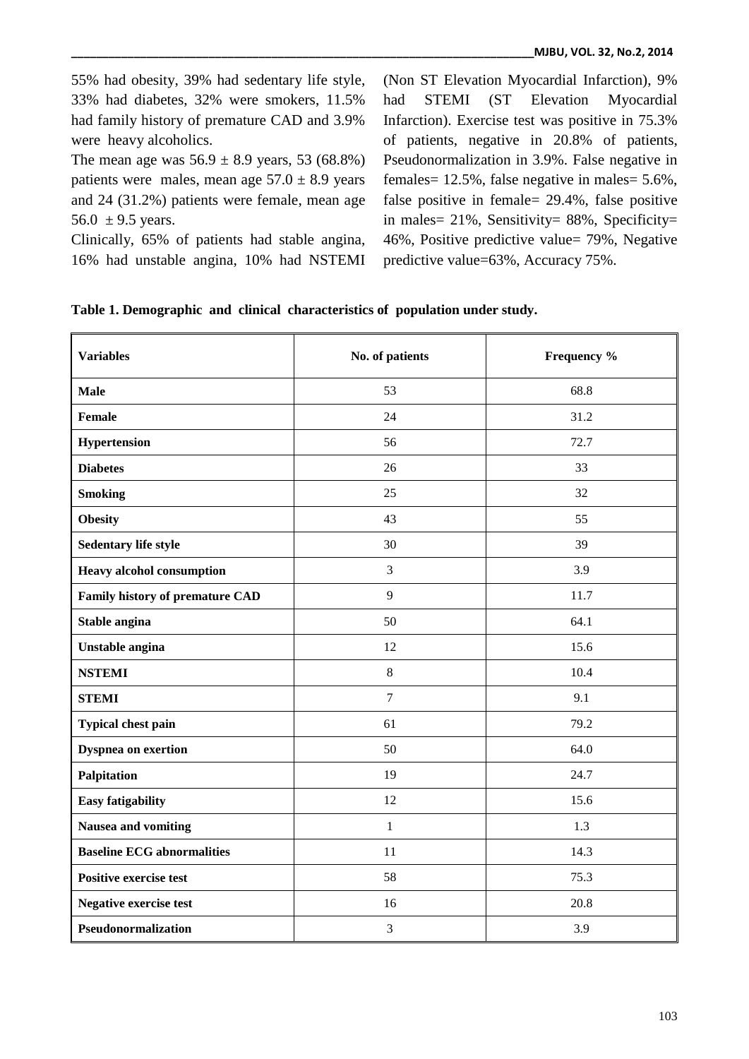55% had obesity, 39% had sedentary life style, 33% had diabetes, 32% were smokers, 11.5% had family history of premature CAD and 3.9% were heavy alcoholics.

The mean age was 56.9 ± 8.9 years, 53 (68.8%) patients were males, mean age 57.0 ± 8.9 years and 24 (31.2%) patients were female, mean age 56.0 ± 9.5 years.

Clinically, 65% of patients had stable angina, 16% had unstable angina, 10% had NSTEMI (Non ST Elevation Myocardial Infarction), 9% had STEMI (ST Elevation Myocardial Infarction). Exercise test was positive in 75.3% of patients, negative in 20.8% of patients, Pseudonormalization in 3.9%. False negative in females= 12.5%, false negative in males= 5.6%, false positive in female= 29.4%, false positive in males= 21%, Sensitivity= 88%, Specificity= 46%, Positive predictive value= 79%, Negative predictive value=63%, Accuracy 75%.

**Table 1. Demographic and clinical characteristics of population under study.**

| Variables | No. of patients | Frequency % |
|---|---|---|
| **Male** | 53 | 68.8 |
| **Female** | 24 | 31.2 |
| **Hypertension** | 56 | 72.7 |
| **Diabetes** | 26 | 33 |
| **Smoking** | 25 | 32 |
| **Obesity** | 43 | 55 |
| **Sedentary life style** | 30 | 39 |
| **Heavy alcohol consumption** | 3 | 3.9 |
| **Family history of premature CAD** | 9 | 11.7 |
| **Stable angina** | 50 | 64.1 |
| **Unstable angina** | 12 | 15.6 |
| **NSTEMI** | 8 | 10.4 |
| **STEMI** | 7 | 9.1 |
| **Typical chest pain** | 61 | 79.2 |
| **Dyspnea on exertion** | 50 | 64.0 |
| **Palpitation** | 19 | 24.7 |
| **Easy fatigability** | 12 | 15.6 |
| **Nausea and vomiting** | 1 | 1.3 |
| **Baseline ECG abnormalities** | 11 | 14.3 |
| **Positive exercise test** | 58 | 75.3 |
| **Negative exercise test** | 16 | 20.8 |
| **Pseudonormalization** | 3 | 3.9 |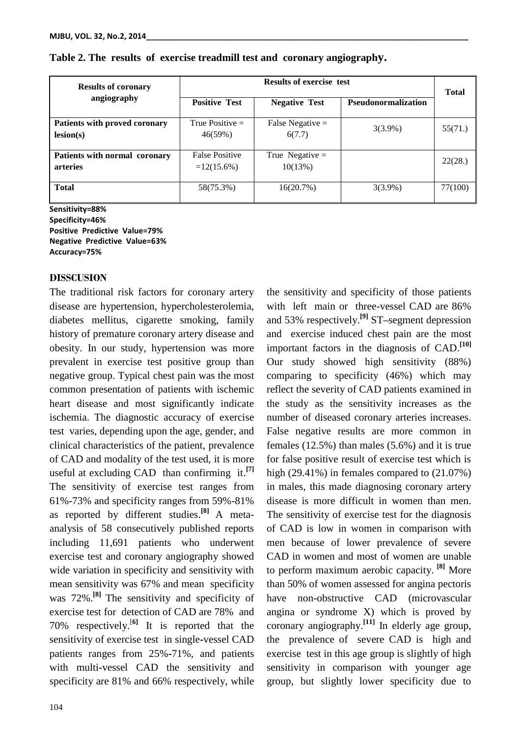**Table 2. The results of exercise treadmill test and coronary angiography.**

| Results of coronary angiography | Results of exercise test | | | Total |
|---|---|---|---|---|
| | Positive Test | Negative Test | Pseudonormalization | |
| **Patients with proved coronary lesion(s)** | True Positive = 46(59%) | False Negative = 6(7.7) | 3(3.9%) | 55(71.) |
| **Patients with normal coronary arteries** | False Positive =12(15.6%) | True Negative = 10(13%) | | 22(28.) |
| **Total** | 58(75.3%) | 16(20.7%) | 3(3.9%) | 77(100) |

**Sensitivity=88%**
**Specificity=46%**
**Positive Predictive Value=79%**
**Negative Predictive Value=63%**
**Accuracy=75%**

## DISSCUSION

The traditional risk factors for coronary artery disease are hypertension, hypercholesterolemia, diabetes mellitus, cigarette smoking, family history of premature coronary artery disease and obesity. In our study, hypertension was more prevalent in exercise test positive group than negative group. Typical chest pain was the most common presentation of patients with ischemic heart disease and most significantly indicate ischemia. The diagnostic accuracy of exercise test varies, depending upon the age, gender, and clinical characteristics of the patient, prevalence of CAD and modality of the test used, it is more useful at excluding CAD than confirming it.[7] The sensitivity of exercise test ranges from 61%-73% and specificity ranges from 59%-81% as reported by different studies.[8] A meta-analysis of 58 consecutively published reports including 11,691 patients who underwent exercise test and coronary angiography showed wide variation in specificity and sensitivity with mean sensitivity was 67% and mean specificity was 72%.[8] The sensitivity and specificity of exercise test for detection of CAD are 78% and 70% respectively.[6] It is reported that the sensitivity of exercise test in single-vessel CAD patients ranges from 25%-71%, and patients with multi-vessel CAD the sensitivity and specificity are 81% and 66% respectively, while the sensitivity and specificity of those patients with left main or three-vessel CAD are 86% and 53% respectively.[9] ST–segment depression and exercise induced chest pain are the most important factors in the diagnosis of CAD.[10] Our study showed high sensitivity (88%) comparing to specificity (46%) which may reflect the severity of CAD patients examined in the study as the sensitivity increases as the number of diseased coronary arteries increases. False negative results are more common in females (12.5%) than males (5.6%) and it is true for false positive result of exercise test which is high (29.41%) in females compared to (21.07%) in males, this made diagnosing coronary artery disease is more difficult in women than men. The sensitivity of exercise test for the diagnosis of CAD is low in women in comparison with men because of lower prevalence of severe CAD in women and most of women are unable to perform maximum aerobic capacity. [8] More than 50% of women assessed for angina pectoris have non-obstructive CAD (microvascular angina or syndrome X) which is proved by coronary angiography.[11] In elderly age group, the prevalence of severe CAD is high and exercise test in this age group is slightly of high sensitivity in comparison with younger age group, but slightly lower specificity due to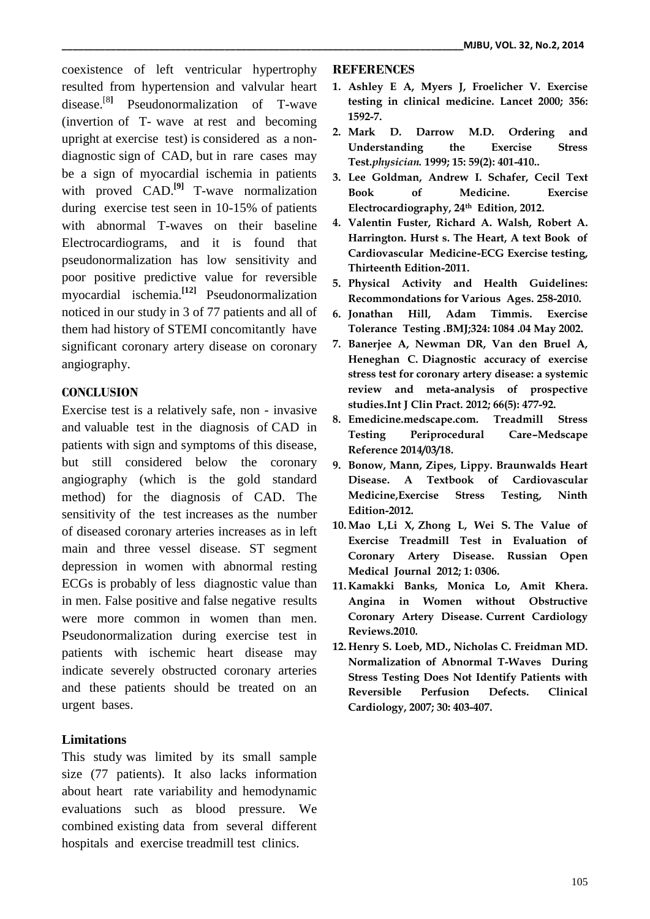coexistence of left ventricular hypertrophy resulted from hypertension and valvular heart disease.[8] Pseudonormalization of T-wave (invertion of T- wave at rest and becoming upright at exercise test) is considered as a non-diagnostic sign of CAD, but in rare cases may be a sign of myocardial ischemia in patients with proved CAD.[9] T-wave normalization during exercise test seen in 10-15% of patients with abnormal T-waves on their baseline Electrocardiograms, and it is found that pseudonormalization has low sensitivity and poor positive predictive value for reversible myocardial ischemia.[12] Pseudonormalization noticed in our study in 3 of 77 patients and all of them had history of STEMI concomitantly have significant coronary artery disease on coronary angiography.

## CONCLUSION

Exercise test is a relatively safe, non - invasive and valuable test in the diagnosis of CAD in patients with sign and symptoms of this disease, but still considered below the coronary angiography (which is the gold standard method) for the diagnosis of CAD. The sensitivity of the test increases as the number of diseased coronary arteries increases as in left main and three vessel disease. ST segment depression in women with abnormal resting ECGs is probably of less diagnostic value than in men. False positive and false negative results were more common in women than men. Pseudonormalization during exercise test in patients with ischemic heart disease may indicate severely obstructed coronary arteries and these patients should be treated on an urgent bases.

### Limitations

This study was limited by its small sample size (77 patients). It also lacks information about heart rate variability and hemodynamic evaluations such as blood pressure. We combined existing data from several different hospitals and exercise treadmill test clinics.

## REFERENCES

1. **Ashley E A, Myers J, Froelicher V. Exercise testing in clinical medicine. Lancet 2000; 356: 1592-7.**
2. **Mark D. Darrow M.D. Ordering and Understanding the Exercise Stress Test.*physician.* 1999; 15: 59(2): 401-410..**
3. **Lee Goldman, Andrew I. Schafer, Cecil Text Book of Medicine. Exercise Electrocardiography, 24th Edition, 2012.**
4. **Valentin Fuster, Richard A. Walsh, Robert A. Harrington. Hurst s. The Heart, A text Book of Cardiovascular Medicine-ECG Exercise testing, Thirteenth Edition-2011.**
5. **Physical Activity and Health Guidelines: Recommondations for Various Ages. 258-2010.**
6. **Jonathan Hill, Adam Timmis. Exercise Tolerance Testing .BMJ;324: 1084 .04 May 2002.**
7. **Banerjee A, Newman DR, Van den Bruel A, Heneghan C. Diagnostic accuracy of exercise stress test for coronary artery disease: a systemic review and meta-analysis of prospective studies.Int J Clin Pract. 2012; 66(5): 477-92.**
8. **Emedicine.medscape.com. Treadmill Stress Testing Periprocedural Care–Medscape Reference 2014/03/18.**
9. **Bonow, Mann, Zipes, Lippy. Braunwalds Heart Disease. A Textbook of Cardiovascular Medicine,Exercise Stress Testing, Ninth Edition-2012.**
10. **Mao L,Li X, Zhong L, Wei S. The Value of Exercise Treadmill Test in Evaluation of Coronary Artery Disease. Russian Open Medical Journal 2012; 1: 0306.**
11. **Kamakki Banks, Monica Lo, Amit Khera. Angina in Women without Obstructive Coronary Artery Disease. Current Cardiology Reviews.2010.**
12. **Henry S. Loeb, MD., Nicholas C. Freidman MD. Normalization of Abnormal T-Waves During Stress Testing Does Not Identify Patients with Reversible Perfusion Defects. Clinical Cardiology, 2007; 30: 403-407.**